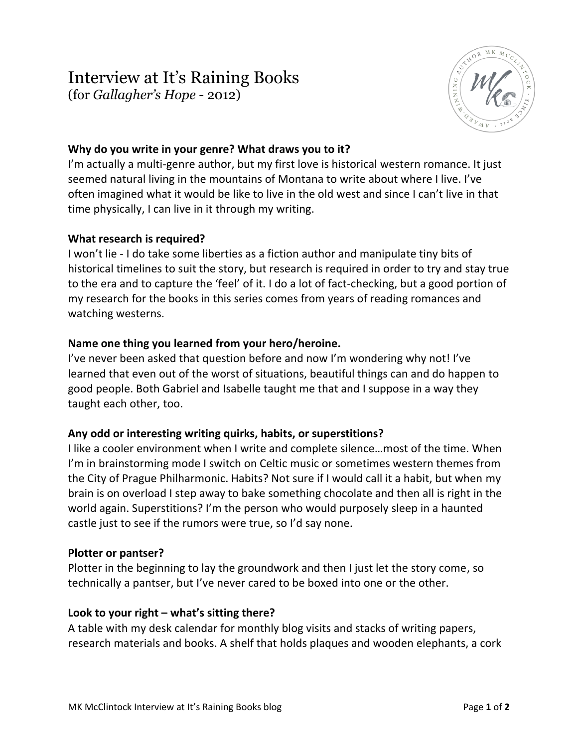# Interview at It's Raining Books
(for *Gallagher's Hope* - 2012)

**Why do you write in your genre? What draws you to it?**
I'm actually a multi-genre author, but my first love is historical western romance. It just seemed natural living in the mountains of Montana to write about where I live. I've often imagined what it would be like to live in the old west and since I can't live in that time physically, I can live in it through my writing.

**What research is required?**
I won't lie - I do take some liberties as a fiction author and manipulate tiny bits of historical timelines to suit the story, but research is required in order to try and stay true to the era and to capture the 'feel' of it. I do a lot of fact-checking, but a good portion of my research for the books in this series comes from years of reading romances and watching westerns.

**Name one thing you learned from your hero/heroine.**
I've never been asked that question before and now I'm wondering why not! I've learned that even out of the worst of situations, beautiful things can and do happen to good people. Both Gabriel and Isabelle taught me that and I suppose in a way they taught each other, too.

**Any odd or interesting writing quirks, habits, or superstitions?**
I like a cooler environment when I write and complete silence…most of the time. When I'm in brainstorming mode I switch on Celtic music or sometimes western themes from the City of Prague Philharmonic. Habits? Not sure if I would call it a habit, but when my brain is on overload I step away to bake something chocolate and then all is right in the world again. Superstitions? I'm the person who would purposely sleep in a haunted castle just to see if the rumors were true, so I'd say none.

**Plotter or pantser?**
Plotter in the beginning to lay the groundwork and then I just let the story come, so technically a pantser, but I've never cared to be boxed into one or the other.

**Look to your right – what's sitting there?**
A table with my desk calendar for monthly blog visits and stacks of writing papers, research materials and books. A shelf that holds plaques and wooden elephants, a cork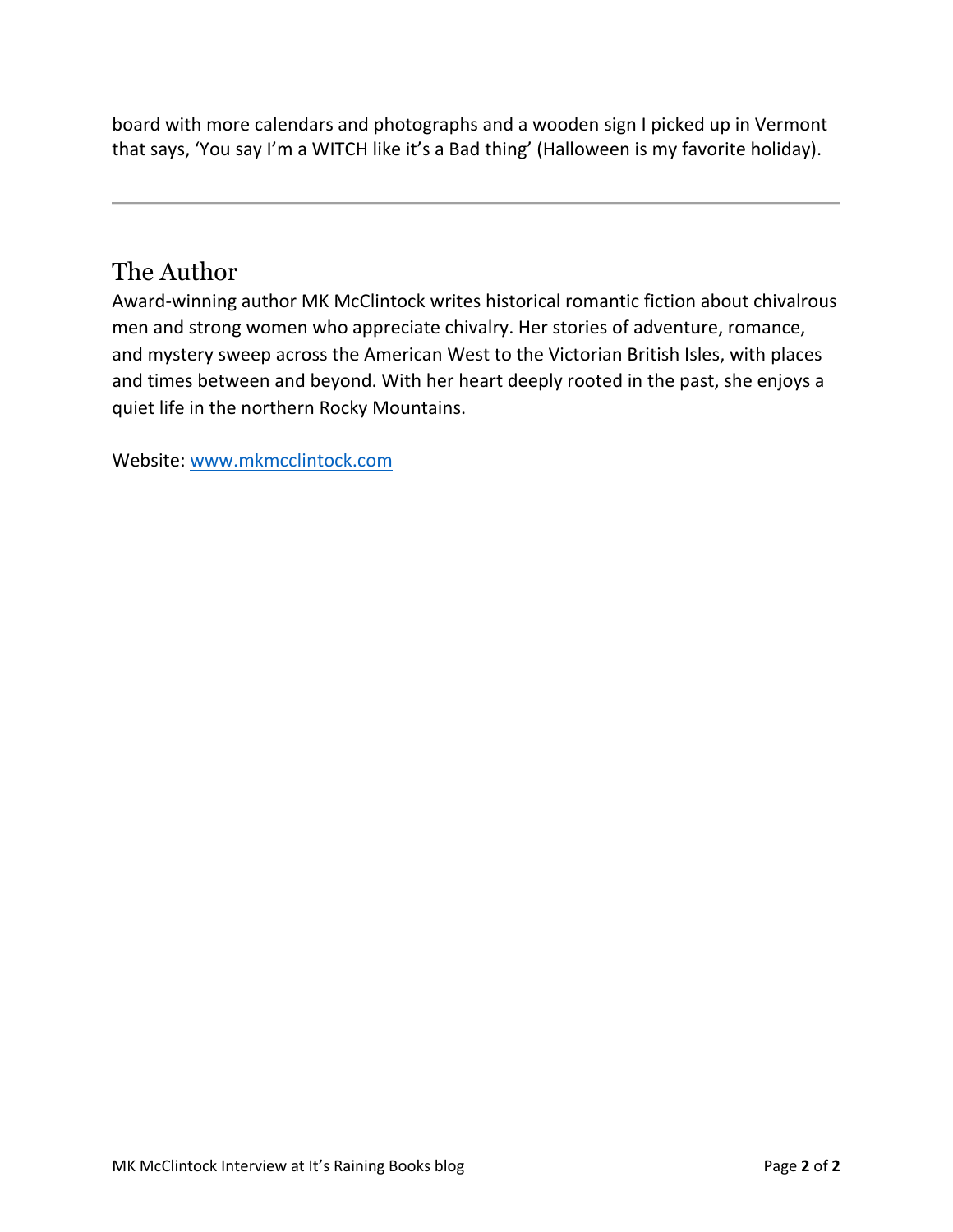board with more calendars and photographs and a wooden sign I picked up in Vermont that says, 'You say I'm a WITCH like it's a Bad thing' (Halloween is my favorite holiday).

---

## The Author

Award-winning author MK McClintock writes historical romantic fiction about chivalrous men and strong women who appreciate chivalry. Her stories of adventure, romance, and mystery sweep across the American West to the Victorian British Isles, with places and times between and beyond. With her heart deeply rooted in the past, she enjoys a quiet life in the northern Rocky Mountains.

Website: [www.mkmcclintock.com](http://www.mkmcclintock.com)